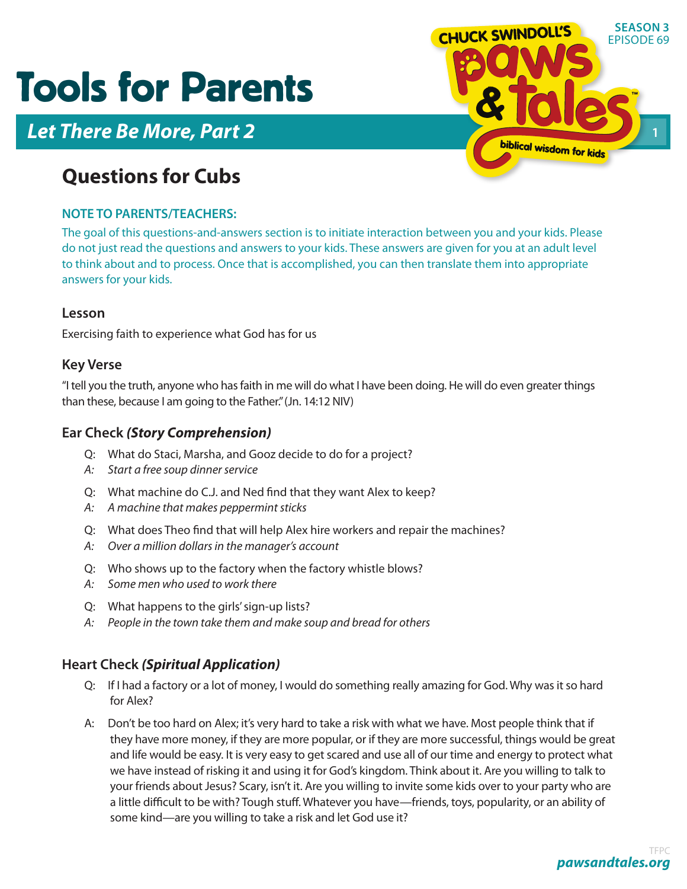# Tools for Parents

## *Let There Be More, Part 2*

## Questions for Cubs

**NOTE TO PARENTS/TEACHERS:**

The goal of this questions-and-answers section is to initiate interaction between you and your kids. Please do not just read the questions and answers to your kids. These answers are given for you at an adult level to think about and to process. Once that is accomplished, you can then translate them into appropriate answers for your kids.

### Lesson

Exercising faith to experience what God has for us

### Key Verse

"I tell you the truth, anyone who has faith in me will do what I have been doing. He will do even greater things than these, because I am going to the Father." (Jn. 14:12 NIV)

### Ear Check *(Story Comprehension)*

Q: What do Staci, Marsha, and Gooz decide to do for a project?
*A: Start a free soup dinner service*

Q: What machine do C.J. and Ned find that they want Alex to keep?
*A: A machine that makes peppermint sticks*

Q: What does Theo find that will help Alex hire workers and repair the machines?
*A: Over a million dollars in the manager's account*

Q: Who shows up to the factory when the factory whistle blows?
*A: Some men who used to work there*

Q: What happens to the girls' sign-up lists?
*A: People in the town take them and make soup and bread for others*

### Heart Check *(Spiritual Application)*

Q: If I had a factory or a lot of money, I would do something really amazing for God. Why was it so hard for Alex?

A: Don't be too hard on Alex; it's very hard to take a risk with what we have. Most people think that if they have more money, if they are more popular, or if they are more successful, things would be great and life would be easy. It is very easy to get scared and use all of our time and energy to protect what we have instead of risking it and using it for God's kingdom. Think about it. Are you willing to talk to your friends about Jesus? Scary, isn't it. Are you willing to invite some kids over to your party who are a little difficult to be with? Tough stuff. Whatever you have—friends, toys, popularity, or an ability of some kind—are you willing to take a risk and let God use it?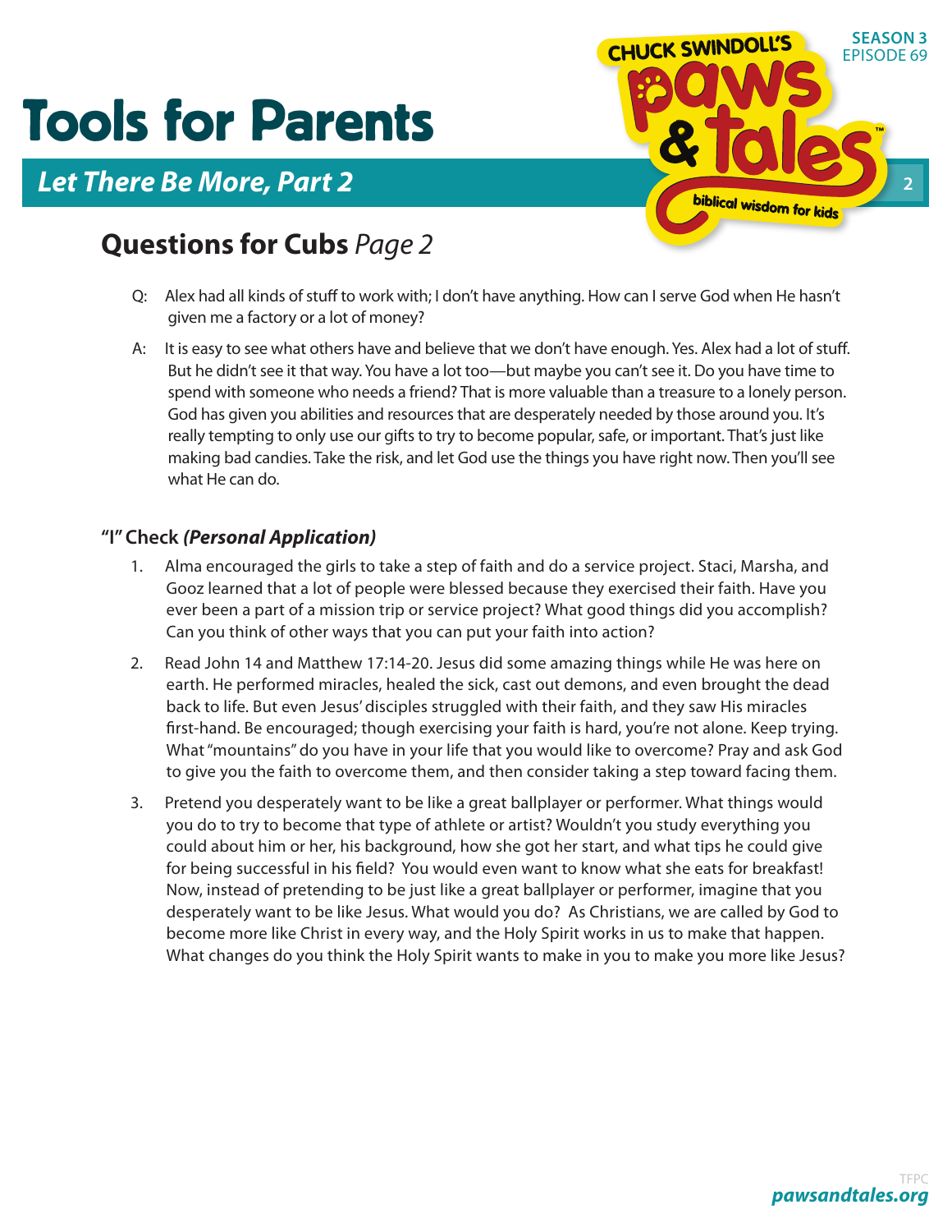# Tools for Parents

## *Let There Be More, Part 2*

## Questions for Cubs *Page 2*

Q: Alex had all kinds of stuff to work with; I don't have anything. How can I serve God when He hasn't given me a factory or a lot of money?

A: It is easy to see what others have and believe that we don't have enough. Yes. Alex had a lot of stuff. But he didn't see it that way. You have a lot too—but maybe you can't see it. Do you have time to spend with someone who needs a friend? That is more valuable than a treasure to a lonely person. God has given you abilities and resources that are desperately needed by those around you. It's really tempting to only use our gifts to try to become popular, safe, or important. That's just like making bad candies. Take the risk, and let God use the things you have right now. Then you'll see what He can do.

### "I" Check *(Personal Application)*

1. Alma encouraged the girls to take a step of faith and do a service project. Staci, Marsha, and Gooz learned that a lot of people were blessed because they exercised their faith. Have you ever been a part of a mission trip or service project? What good things did you accomplish? Can you think of other ways that you can put your faith into action?
2. Read John 14 and Matthew 17:14-20. Jesus did some amazing things while He was here on earth. He performed miracles, healed the sick, cast out demons, and even brought the dead back to life. But even Jesus' disciples struggled with their faith, and they saw His miracles first-hand. Be encouraged; though exercising your faith is hard, you're not alone. Keep trying. What "mountains" do you have in your life that you would like to overcome? Pray and ask God to give you the faith to overcome them, and then consider taking a step toward facing them.
3. Pretend you desperately want to be like a great ballplayer or performer. What things would you do to try to become that type of athlete or artist? Wouldn't you study everything you could about him or her, his background, how she got her start, and what tips he could give for being successful in his field? You would even want to know what she eats for breakfast! Now, instead of pretending to be just like a great ballplayer or performer, imagine that you desperately want to be like Jesus. What would you do? As Christians, we are called by God to become more like Christ in every way, and the Holy Spirit works in us to make that happen. What changes do you think the Holy Spirit wants to make in you to make you more like Jesus?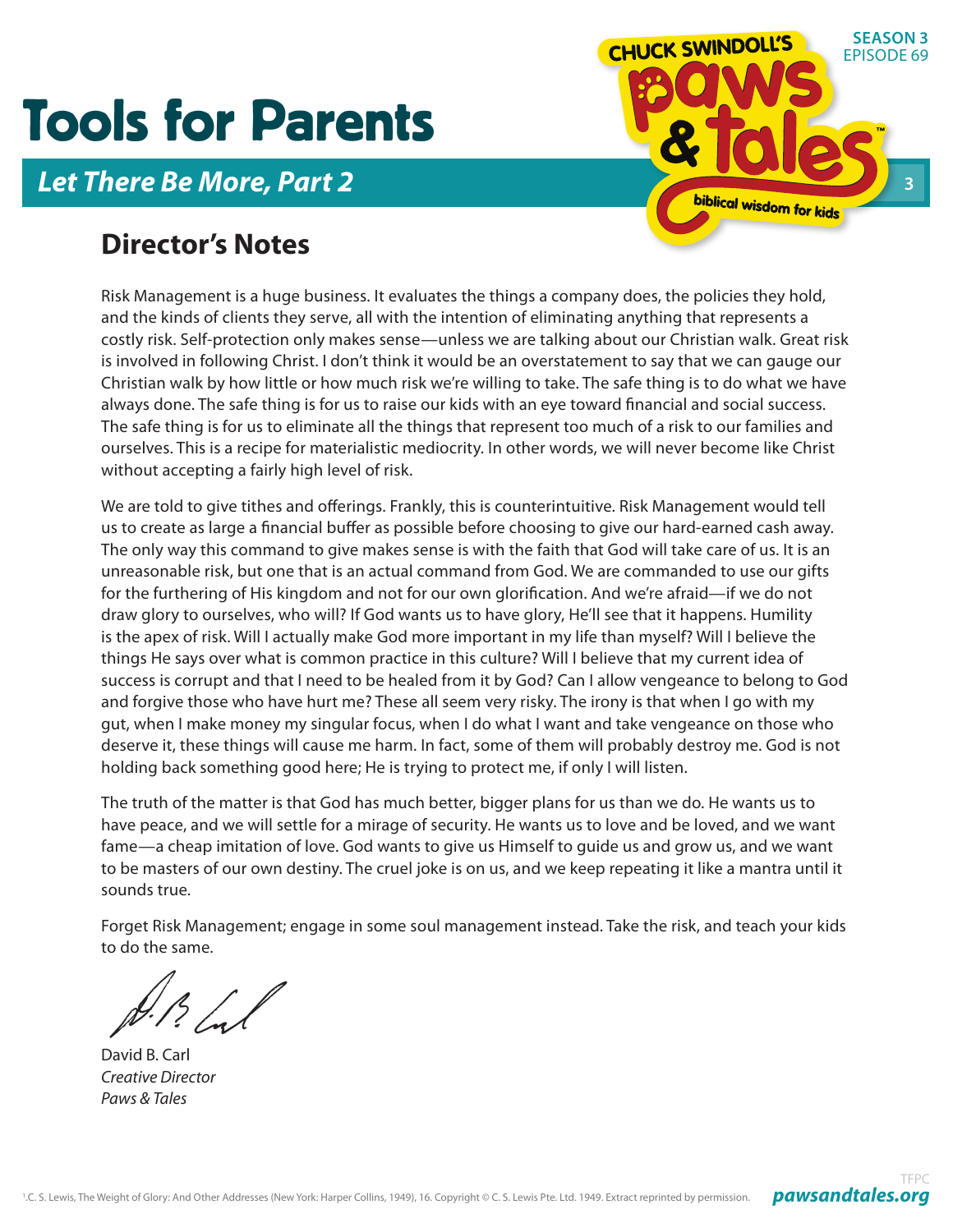# Tools for Parents

## *Let There Be More, Part 2*

## Director's Notes

Risk Management is a huge business. It evaluates the things a company does, the policies they hold, and the kinds of clients they serve, all with the intention of eliminating anything that represents a costly risk. Self-protection only makes sense—unless we are talking about our Christian walk. Great risk is involved in following Christ. I don't think it would be an overstatement to say that we can gauge our Christian walk by how little or how much risk we're willing to take. The safe thing is to do what we have always done. The safe thing is for us to raise our kids with an eye toward financial and social success. The safe thing is for us to eliminate all the things that represent too much of a risk to our families and ourselves. This is a recipe for materialistic mediocrity. In other words, we will never become like Christ without accepting a fairly high level of risk.

We are told to give tithes and offerings. Frankly, this is counterintuitive. Risk Management would tell us to create as large a financial buffer as possible before choosing to give our hard-earned cash away. The only way this command to give makes sense is with the faith that God will take care of us. It is an unreasonable risk, but one that is an actual command from God. We are commanded to use our gifts for the furthering of His kingdom and not for our own glorification. And we're afraid—if we do not draw glory to ourselves, who will? If God wants us to have glory, He'll see that it happens. Humility is the apex of risk. Will I actually make God more important in my life than myself? Will I believe the things He says over what is common practice in this culture? Will I believe that my current idea of success is corrupt and that I need to be healed from it by God? Can I allow vengeance to belong to God and forgive those who have hurt me? These all seem very risky. The irony is that when I go with my gut, when I make money my singular focus, when I do what I want and take vengeance on those who deserve it, these things will cause me harm. In fact, some of them will probably destroy me. God is not holding back something good here; He is trying to protect me, if only I will listen.

The truth of the matter is that God has much better, bigger plans for us than we do. He wants us to have peace, and we will settle for a mirage of security. He wants us to love and be loved, and we want fame—a cheap imitation of love. God wants to give us Himself to guide us and grow us, and we want to be masters of our own destiny. The cruel joke is on us, and we keep repeating it like a mantra until it sounds true.

Forget Risk Management; engage in some soul management instead. Take the risk, and teach your kids to do the same.

David B. Carl
*Creative Director*
*Paws & Tales*

[1]C. S. Lewis, The Weight of Glory: And Other Addresses (New York: Harper Collins, 1949), 16. Copyright © C. S. Lewis Pte. Ltd. 1949. Extract reprinted by permission.